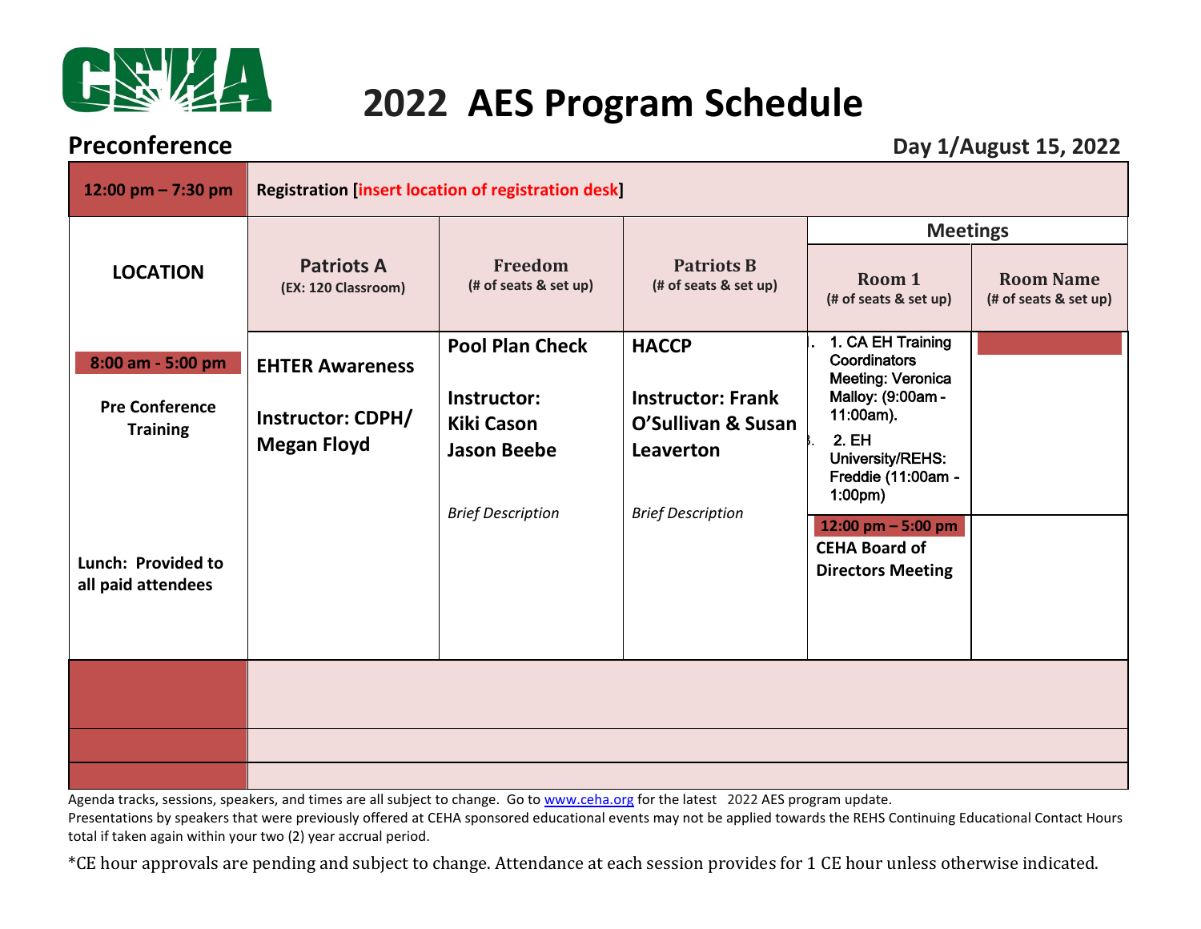# 2022 AES Program Schedule

## Preconference

**Day 1/August 15, 2022**

| **12:00 pm – 7:30 pm** | **Registration [insert location of registration desk]** | | | | |
|---|---|---|---|---|---|
| | | | | **Meetings** | |
| **LOCATION** | **Patriots A** (EX: 120 Classroom) | **Freedom** (# of seats & set up) | **Patriots B** (# of seats & set up) | **Room 1** (# of seats & set up) | **Room Name** (# of seats & set up) |
| **8:00 am - 5:00 pm** **Pre Conference Training** **Lunch: Provided to all paid attendees** | **EHTER Awareness** **Instructor: CDPH/ Megan Floyd** | **Pool Plan Check** **Instructor: Kiki Cason Jason Beebe** *Brief Description* | **HACCP** **Instructor: Frank O'Sullivan & Susan Leaverton** *Brief Description* | 1. CA EH Training Coordinators Meeting: Veronica Malloy: (9:00am - 11:00am). 2. EH University/REHS: Freddie (11:00am - 1:00pm) **12:00 pm – 5:00 pm** **CEHA Board of Directors Meeting** | |
| | | | | | |
| | | | | | |
| | | | | | |

Agenda tracks, sessions, speakers, and times are all subject to change. Go to www.ceha.org for the latest 2022 AES program update.
Presentations by speakers that were previously offered at CEHA sponsored educational events may not be applied towards the REHS Continuing Educational Contact Hours total if taken again within your two (2) year accrual period.

*CE hour approvals are pending and subject to change. Attendance at each session provides for 1 CE hour unless otherwise indicated.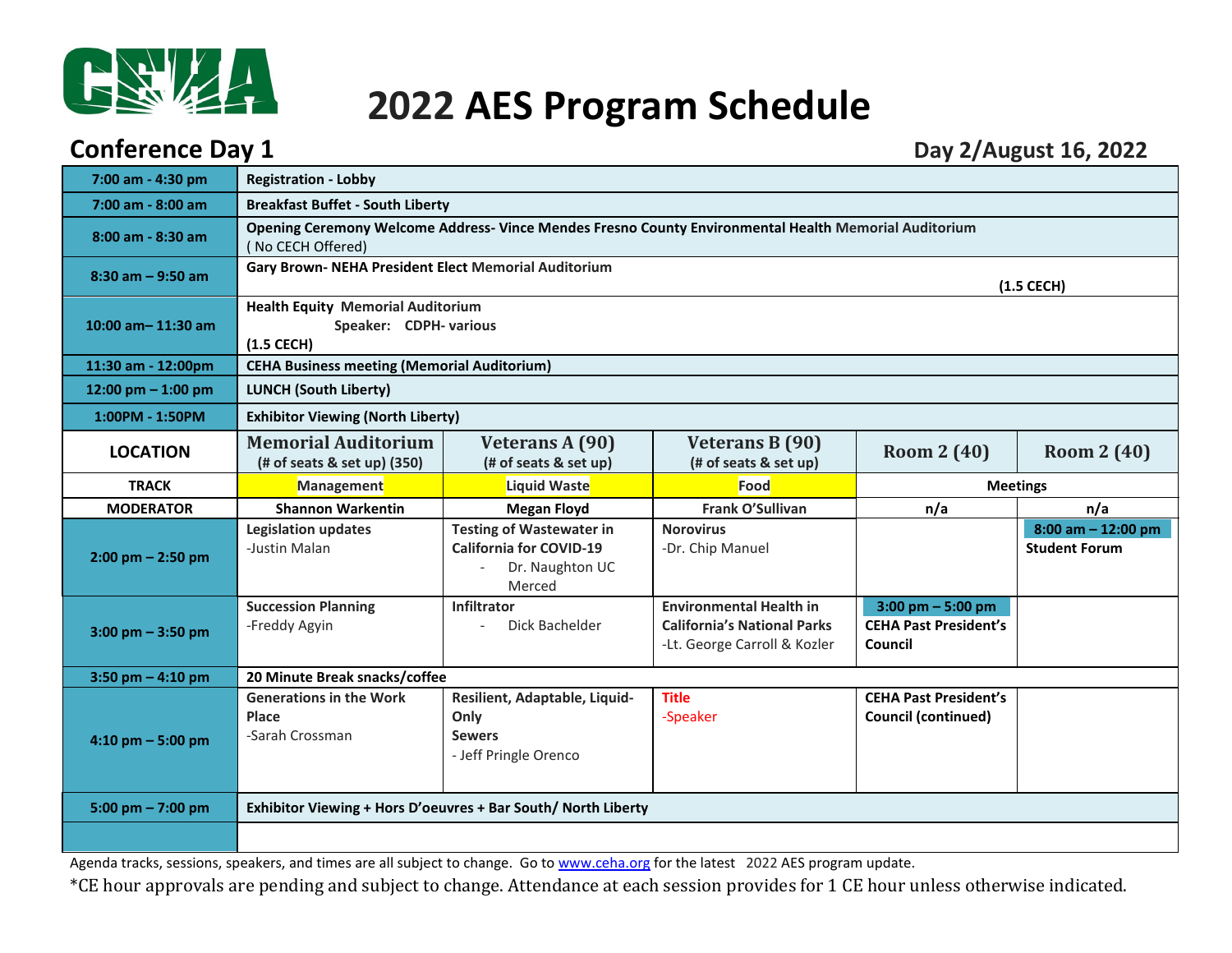# 2022 AES Program Schedule

## Conference Day 1

**Day 2/August 16, 2022**

| | | | | | |
|---|---|---|---|---|---|
| **7:00 am - 4:30 pm** | **Registration - Lobby** | | | | |
| **7:00 am - 8:00 am** | **Breakfast Buffet - South Liberty** | | | | |
| **8:00 am - 8:30 am** | **Opening Ceremony Welcome Address- Vince Mendes Fresno County Environmental Health** Memorial Auditorium ( No CECH Offered) | | | | |
| **8:30 am – 9:50 am** | **Gary Brown- NEHA President Elect** Memorial Auditorium **(1.5 CECH)** | | | | |
| **10:00 am– 11:30 am** | **Health Equity** Memorial Auditorium Speaker: CDPH- various **(1.5 CECH)** | | | | |
| **11:30 am - 12:00pm** | **CEHA Business meeting (Memorial Auditorium)** | | | | |
| **12:00 pm – 1:00 pm** | **LUNCH (South Liberty)** | | | | |
| **1:00PM - 1:50PM** | **Exhibitor Viewing (North Liberty)** | | | | |
| **LOCATION** | **Memorial Auditorium** (# of seats & set up) (350) | **Veterans A (90)** (# of seats & set up) | **Veterans B (90)** (# of seats & set up) | **Room 2 (40)** | **Room 2 (40)** |
| **TRACK** | Management | Liquid Waste | Food | **Meetings** | |
| **MODERATOR** | **Shannon Warkentin** | **Megan Floyd** | **Frank O'Sullivan** | **n/a** | **n/a** |
| **2:00 pm – 2:50 pm** | **Legislation updates** -Justin Malan | **Testing of Wastewater in California for COVID-19** - Dr. Naughton UC Merced | **Norovirus** -Dr. Chip Manuel | | **8:00 am – 12:00 pm** **Student Forum** |
| **3:00 pm – 3:50 pm** | **Succession Planning** -Freddy Agyin | **Infiltrator** - Dick Bachelder | **Environmental Health in California's National Parks** -Lt. George Carroll & Kozler | **3:00 pm – 5:00 pm** **CEHA Past President's Council** | |
| **3:50 pm – 4:10 pm** | **20 Minute Break snacks/coffee** | | | | |
| **4:10 pm – 5:00 pm** | **Generations in the Work Place** -Sarah Crossman | **Resilient, Adaptable, Liquid-Only Sewers** - Jeff Pringle Orenco | **Title** -Speaker | **CEHA Past President's Council (continued)** | |
| **5:00 pm – 7:00 pm** | **Exhibitor Viewing + Hors D'oeuvres + Bar South/ North Liberty** | | | | |

Agenda tracks, sessions, speakers, and times are all subject to change. Go to www.ceha.org for the latest 2022 AES program update.

*CE hour approvals are pending and subject to change. Attendance at each session provides for 1 CE hour unless otherwise indicated.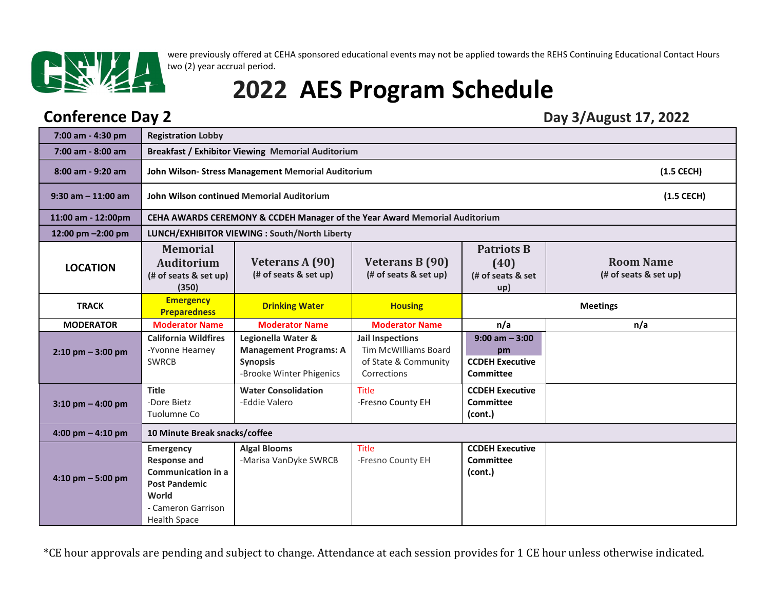were previously offered at CEHA sponsored educational events may not be applied towards the REHS Continuing Educational Contact Hours two (2) year accrual period.

# 2022 AES Program Schedule

## Conference Day 2

**Day 3/August 17, 2022**

| 7:00 am - 4:30 pm | Registration Lobby | | | | |
|---|---|---|---|---|---|
| 7:00 am - 8:00 am | **Breakfast / Exhibitor Viewing** Memorial Auditorium | | | | |
| 8:00 am - 9:20 am | **John Wilson- Stress Management** Memorial Auditorium (1.5 CECH) | | | | |
| 9:30 am – 11:00 am | **John Wilson continued** Memorial Auditorium (1.5 CECH) | | | | |
| 11:00 am - 12:00pm | **CEHA AWARDS CEREMONY & CCDEH Manager of the Year Award** Memorial Auditorium | | | | |
| 12:00 pm –2:00 pm | **LUNCH/EXHIBITOR VIEWING : South/North Liberty** | | | | |
| **LOCATION** | Memorial Auditorium (# of seats & set up) (350) | Veterans A (90) (# of seats & set up) | Veterans B (90) (# of seats & set up) | Patriots B (40) (# of seats & set up) | Room Name (# of seats & set up) |
| **TRACK** | **Emergency Preparedness** | **Drinking Water** | **Housing** | **Meetings** | |
| **MODERATOR** | Moderator Name | Moderator Name | Moderator Name | n/a | n/a |
| 2:10 pm – 3:00 pm | **California Wildfires** -Yvonne Hearney SWRCB | **Legionella Water & Management Programs: A Synopsis** -Brooke Winter Phigenics | **Jail Inspections** Tim McWIlliams Board of State & Community Corrections | 9:00 am – 3:00 pm **CCDEH Executive Committee** | |
| 3:10 pm – 4:00 pm | **Title** -Dore Bietz Tuolumne Co | **Water Consolidation** -Eddie Valero | Title -Fresno County EH | **CCDEH Executive Committee (cont.)** | |
| 4:00 pm – 4:10 pm | **10 Minute Break snacks/coffee** | | | | |
| 4:10 pm – 5:00 pm | **Emergency Response and Communication in a Post Pandemic World** - Cameron Garrison Health Space | **Algal Blooms** -Marisa VanDyke SWRCB | Title -Fresno County EH | **CCDEH Executive Committee (cont.)** | |

*CE hour approvals are pending and subject to change. Attendance at each session provides for 1 CE hour unless otherwise indicated.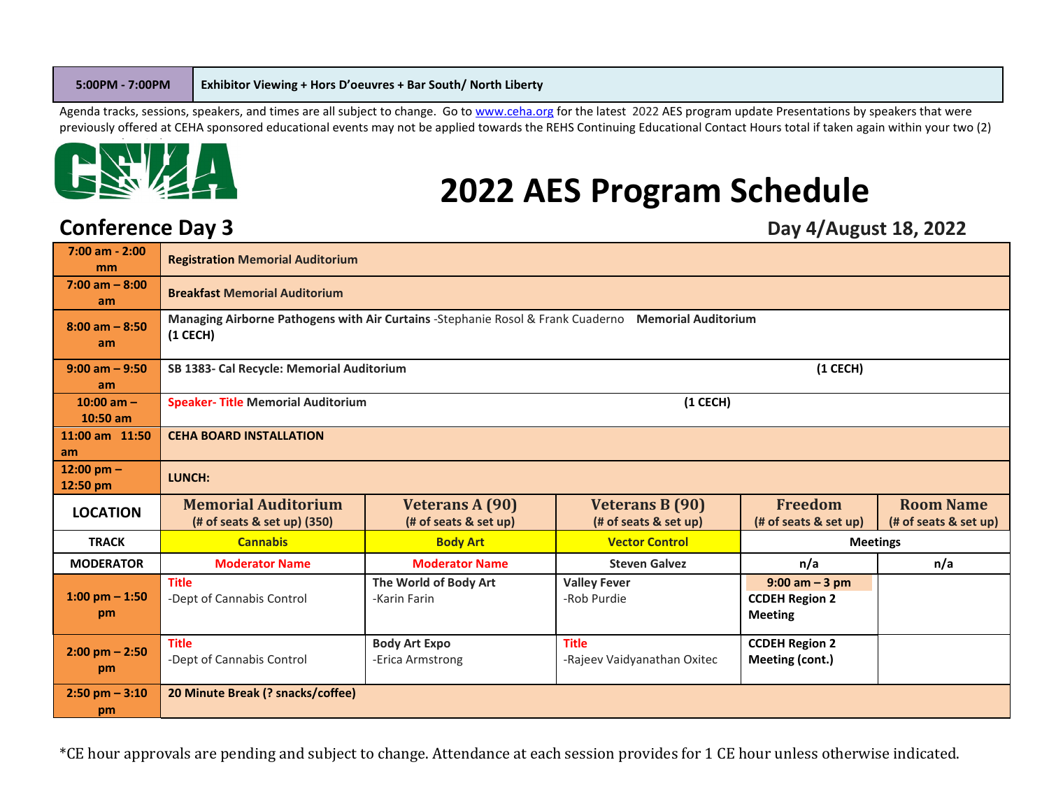| 5:00PM - 7:00PM | Exhibitor Viewing + Hors D'oeuvres + Bar South/ North Liberty |
|---|---|

Agenda tracks, sessions, speakers, and times are all subject to change. Go to www.ceha.org for the latest 2022 AES program update Presentations by speakers that were previously offered at CEHA sponsored educational events may not be applied towards the REHS Continuing Educational Contact Hours total if taken again within your two (2)

# 2022 AES Program Schedule

## Conference Day 3

**Day 4/August 18, 2022**

| 7:00 am - 2:00 mm | **Registration** Memorial Auditorium | | | | |
|---|---|---|---|---|---|
| 7:00 am – 8:00 am | **Breakfast** Memorial Auditorium | | | | |
| 8:00 am – 8:50 am | **Managing Airborne Pathogens with Air Curtains** -Stephanie Rosol & Frank Cuaderno **Memorial Auditorium (1 CECH)** | | | | |
| 9:00 am – 9:50 am | **SB 1383- Cal Recycle: Memorial Auditorium (1 CECH)** | | | | |
| 10:00 am – 10:50 am | **Speaker- Title** Memorial Auditorium **(1 CECH)** | | | | |
| 11:00 am 11:50 am | **CEHA BOARD INSTALLATION** | | | | |
| 12:00 pm – 12:50 pm | **LUNCH:** | | | | |
| **LOCATION** | **Memorial Auditorium** (# of seats & set up) (350) | **Veterans A (90)** (# of seats & set up) | **Veterans B (90)** (# of seats & set up) | **Freedom** (# of seats & set up) | **Room Name** (# of seats & set up) |
| **TRACK** | **Cannabis** | **Body Art** | **Vector Control** | **Meetings** | |
| **MODERATOR** | **Moderator Name** | **Moderator Name** | **Steven Galvez** | **n/a** | **n/a** |
| 1:00 pm – 1:50 pm | **Title** -Dept of Cannabis Control | **The World of Body Art** -Karin Farin | **Valley Fever** -Rob Purdie | **9:00 am – 3 pm** **CCDEH Region 2 Meeting** | |
| 2:00 pm – 2:50 pm | **Title** -Dept of Cannabis Control | **Body Art Expo** -Erica Armstrong | **Title** -Rajeev Vaidyanathan Oxitec | **CCDEH Region 2 Meeting (cont.)** | |
| 2:50 pm – 3:10 pm | **20 Minute Break (? snacks/coffee)** | | | | |

*CE hour approvals are pending and subject to change. Attendance at each session provides for 1 CE hour unless otherwise indicated.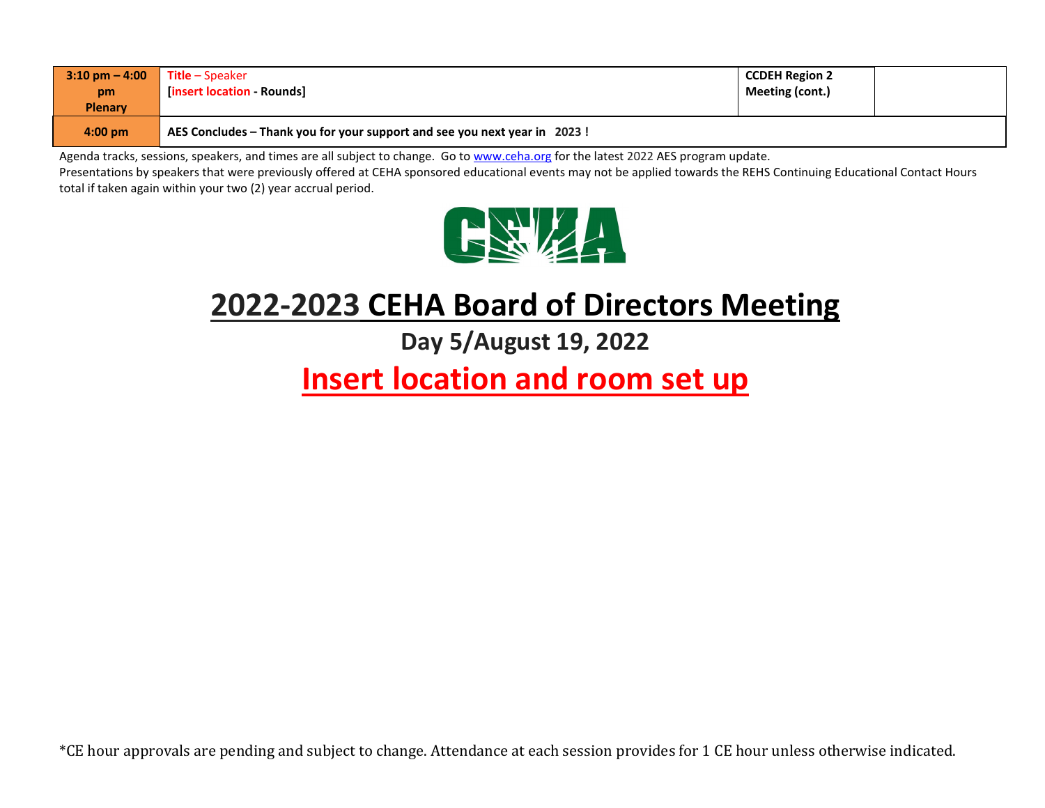| 3:10 pm – 4:00 pm Plenary | Title – Speaker [insert location - Rounds] | CCDEH Region 2 Meeting (cont.) | |
|---|---|---|---|
| 4:00 pm | AES Concludes – Thank you for your support and see you next year in 2023 ! | | |

Agenda tracks, sessions, speakers, and times are all subject to change. Go to www.ceha.org for the latest 2022 AES program update.

Presentations by speakers that were previously offered at CEHA sponsored educational events may not be applied towards the REHS Continuing Educational Contact Hours total if taken again within your two (2) year accrual period.

CEHA

# 2022-2023 CEHA Board of Directors Meeting

## Day 5/August 19, 2022

## Insert location and room set up

*CE hour approvals are pending and subject to change. Attendance at each session provides for 1 CE hour unless otherwise indicated.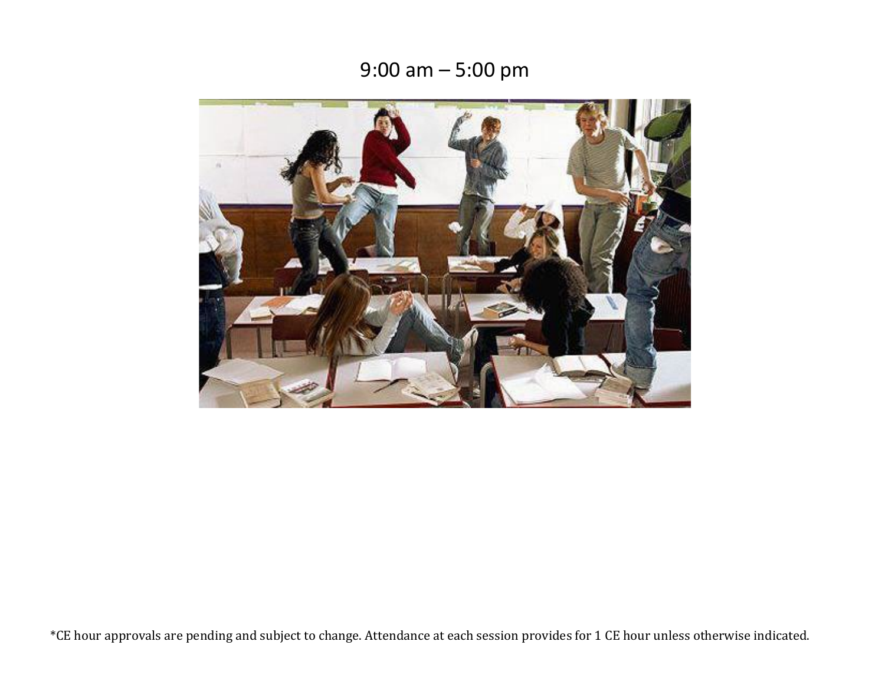9:00 am – 5:00 pm

*CE hour approvals are pending and subject to change. Attendance at each session provides for 1 CE hour unless otherwise indicated.